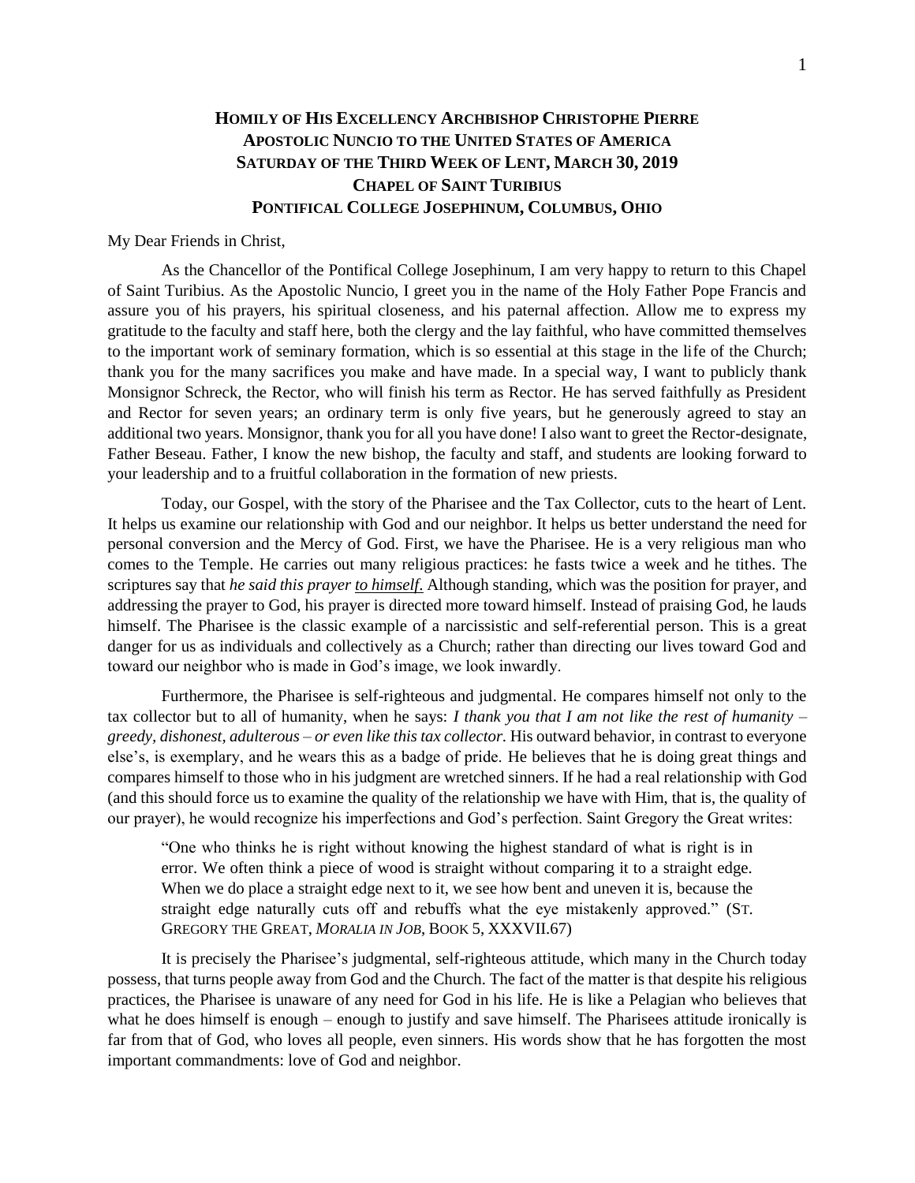# HOMILY OF HIS EXCELLENCY ARCHBISHOP CHRISTOPHE PIERRE
# APOSTOLIC NUNCIO TO THE UNITED STATES OF AMERICA
# SATURDAY OF THE THIRD WEEK OF LENT, MARCH 30, 2019
# CHAPEL OF SAINT TURIBIUS
# PONTIFICAL COLLEGE JOSEPHINUM, COLUMBUS, OHIO

My Dear Friends in Christ,

As the Chancellor of the Pontifical College Josephinum, I am very happy to return to this Chapel of Saint Turibius. As the Apostolic Nuncio, I greet you in the name of the Holy Father Pope Francis and assure you of his prayers, his spiritual closeness, and his paternal affection. Allow me to express my gratitude to the faculty and staff here, both the clergy and the lay faithful, who have committed themselves to the important work of seminary formation, which is so essential at this stage in the life of the Church; thank you for the many sacrifices you make and have made. In a special way, I want to publicly thank Monsignor Schreck, the Rector, who will finish his term as Rector. He has served faithfully as President and Rector for seven years; an ordinary term is only five years, but he generously agreed to stay an additional two years. Monsignor, thank you for all you have done! I also want to greet the Rector-designate, Father Beseau. Father, I know the new bishop, the faculty and staff, and students are looking forward to your leadership and to a fruitful collaboration in the formation of new priests.

Today, our Gospel, with the story of the Pharisee and the Tax Collector, cuts to the heart of Lent. It helps us examine our relationship with God and our neighbor. It helps us better understand the need for personal conversion and the Mercy of God. First, we have the Pharisee. He is a very religious man who comes to the Temple. He carries out many religious practices: he fasts twice a week and he tithes. The scriptures say that *he said this prayer __to himself__.* Although standing, which was the position for prayer, and addressing the prayer to God, his prayer is directed more toward himself. Instead of praising God, he lauds himself. The Pharisee is the classic example of a narcissistic and self-referential person. This is a great danger for us as individuals and collectively as a Church; rather than directing our lives toward God and toward our neighbor who is made in God's image, we look inwardly.

Furthermore, the Pharisee is self-righteous and judgmental. He compares himself not only to the tax collector but to all of humanity, when he says: *I thank you that I am not like the rest of humanity – greedy, dishonest, adulterous – or even like this tax collector.* His outward behavior, in contrast to everyone else's, is exemplary, and he wears this as a badge of pride. He believes that he is doing great things and compares himself to those who in his judgment are wretched sinners. If he had a real relationship with God (and this should force us to examine the quality of the relationship we have with Him, that is, the quality of our prayer), he would recognize his imperfections and God's perfection. Saint Gregory the Great writes:

> "One who thinks he is right without knowing the highest standard of what is right is in error. We often think a piece of wood is straight without comparing it to a straight edge. When we do place a straight edge next to it, we see how bent and uneven it is, because the straight edge naturally cuts off and rebuffs what the eye mistakenly approved." (ST. GREGORY THE GREAT, *MORALIA IN JOB*, BOOK 5, XXXVII.67)

It is precisely the Pharisee's judgmental, self-righteous attitude, which many in the Church today possess, that turns people away from God and the Church. The fact of the matter is that despite his religious practices, the Pharisee is unaware of any need for God in his life. He is like a Pelagian who believes that what he does himself is enough – enough to justify and save himself. The Pharisees attitude ironically is far from that of God, who loves all people, even sinners. His words show that he has forgotten the most important commandments: love of God and neighbor.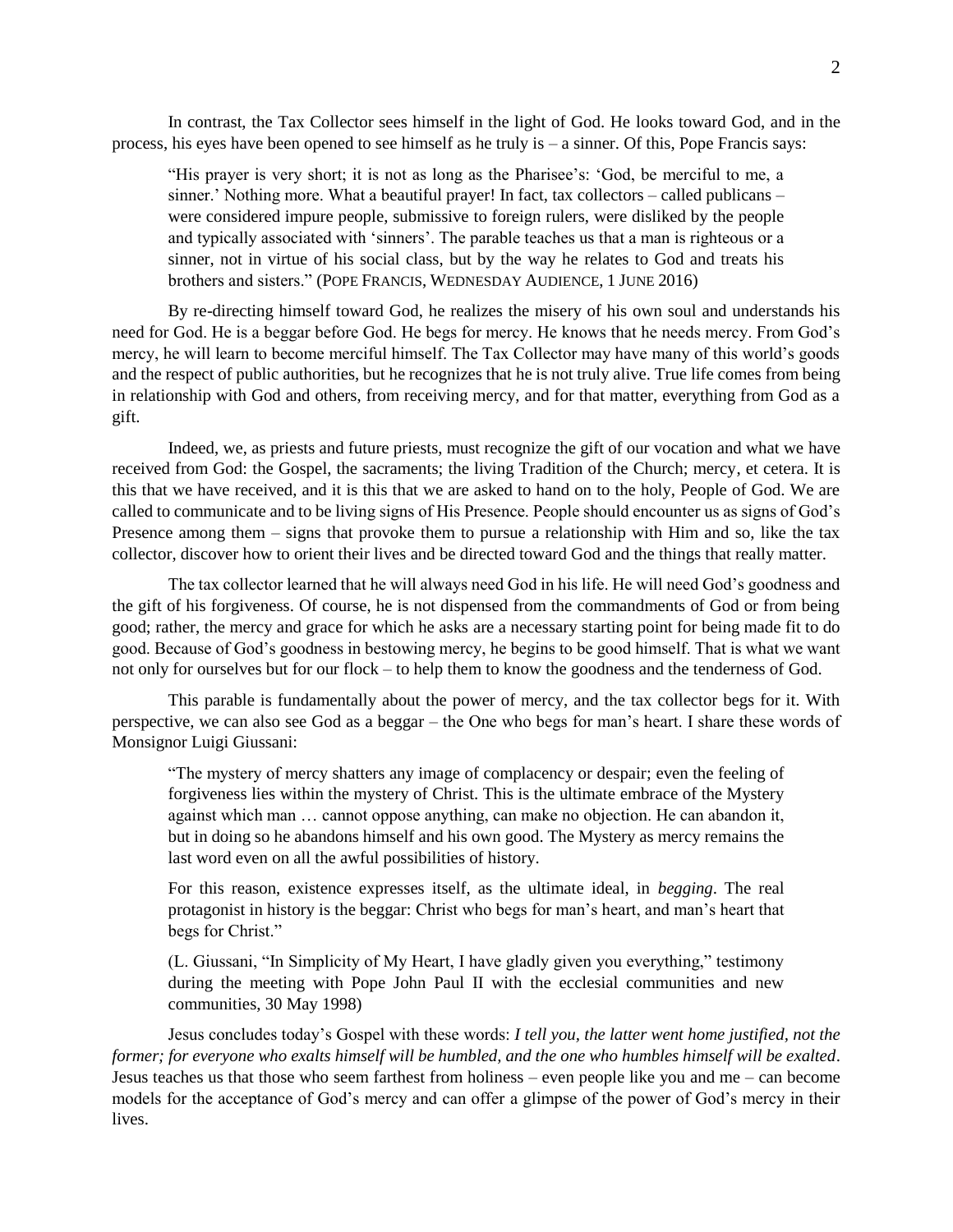In contrast, the Tax Collector sees himself in the light of God. He looks toward God, and in the process, his eyes have been opened to see himself as he truly is – a sinner. Of this, Pope Francis says:

> "His prayer is very short; it is not as long as the Pharisee's: 'God, be merciful to me, a sinner.' Nothing more. What a beautiful prayer! In fact, tax collectors – called publicans – were considered impure people, submissive to foreign rulers, were disliked by the people and typically associated with 'sinners'. The parable teaches us that a man is righteous or a sinner, not in virtue of his social class, but by the way he relates to God and treats his brothers and sisters." (POPE FRANCIS, WEDNESDAY AUDIENCE, 1 JUNE 2016)

By re-directing himself toward God, he realizes the misery of his own soul and understands his need for God. He is a beggar before God. He begs for mercy. He knows that he needs mercy. From God's mercy, he will learn to become merciful himself. The Tax Collector may have many of this world's goods and the respect of public authorities, but he recognizes that he is not truly alive. True life comes from being in relationship with God and others, from receiving mercy, and for that matter, everything from God as a gift.

Indeed, we, as priests and future priests, must recognize the gift of our vocation and what we have received from God: the Gospel, the sacraments; the living Tradition of the Church; mercy, et cetera. It is this that we have received, and it is this that we are asked to hand on to the holy, People of God. We are called to communicate and to be living signs of His Presence. People should encounter us as signs of God's Presence among them – signs that provoke them to pursue a relationship with Him and so, like the tax collector, discover how to orient their lives and be directed toward God and the things that really matter.

The tax collector learned that he will always need God in his life. He will need God's goodness and the gift of his forgiveness. Of course, he is not dispensed from the commandments of God or from being good; rather, the mercy and grace for which he asks are a necessary starting point for being made fit to do good. Because of God's goodness in bestowing mercy, he begins to be good himself. That is what we want not only for ourselves but for our flock – to help them to know the goodness and the tenderness of God.

This parable is fundamentally about the power of mercy, and the tax collector begs for it. With perspective, we can also see God as a beggar – the One who begs for man's heart. I share these words of Monsignor Luigi Giussani:

> "The mystery of mercy shatters any image of complacency or despair; even the feeling of forgiveness lies within the mystery of Christ. This is the ultimate embrace of the Mystery against which man … cannot oppose anything, can make no objection. He can abandon it, but in doing so he abandons himself and his own good. The Mystery as mercy remains the last word even on all the awful possibilities of history.
>
> For this reason, existence expresses itself, as the ultimate ideal, in *begging*. The real protagonist in history is the beggar: Christ who begs for man's heart, and man's heart that begs for Christ."
>
> (L. Giussani, "In Simplicity of My Heart, I have gladly given you everything," testimony during the meeting with Pope John Paul II with the ecclesial communities and new communities, 30 May 1998)

Jesus concludes today's Gospel with these words: *I tell you, the latter went home justified, not the former; for everyone who exalts himself will be humbled, and the one who humbles himself will be exalted*. Jesus teaches us that those who seem farthest from holiness – even people like you and me – can become models for the acceptance of God's mercy and can offer a glimpse of the power of God's mercy in their lives.